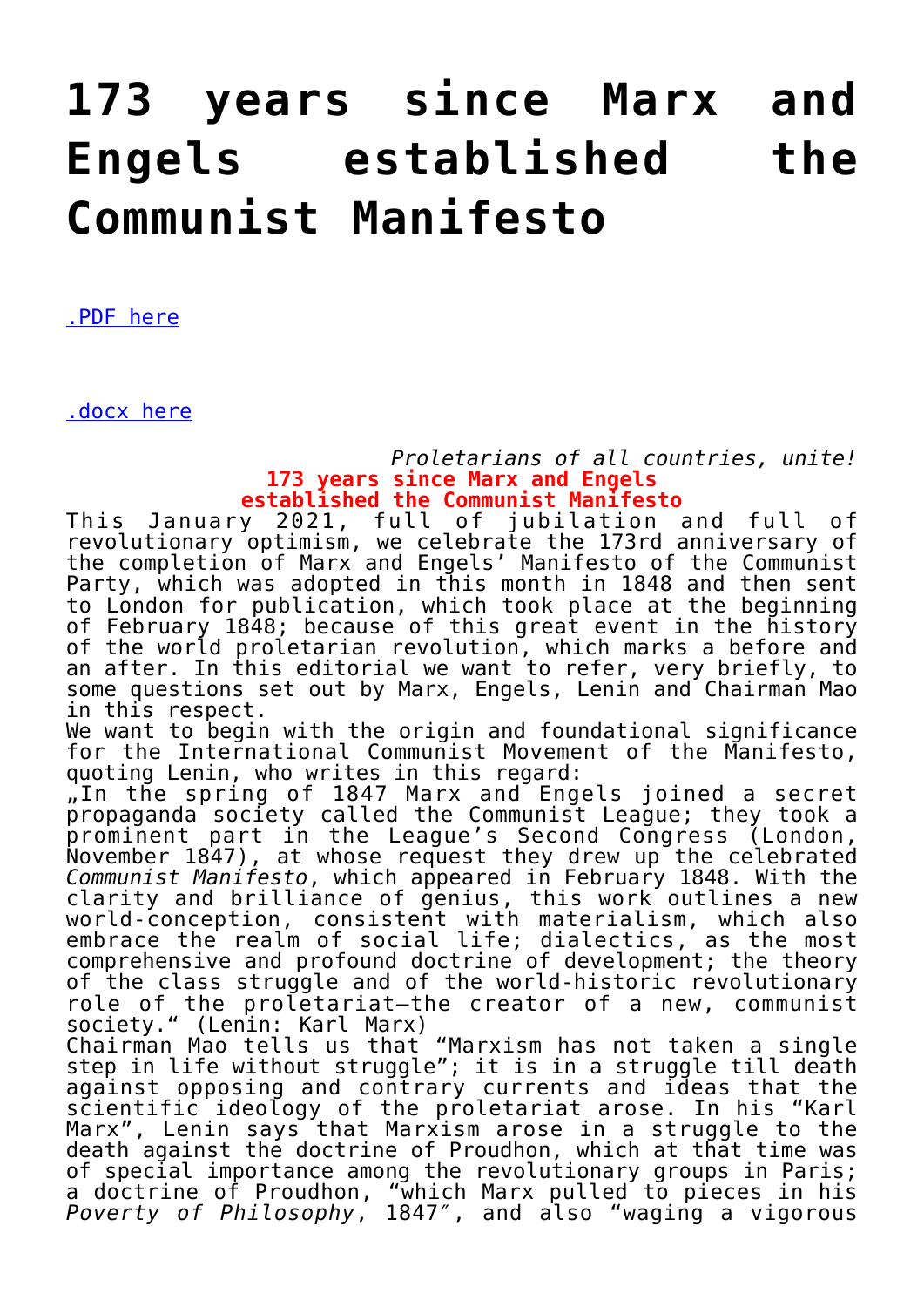# 173 years since Marx and Engels established the Communist Manifesto

.PDF here

.docx here

*Proletarians of all countries, unite!*

**173 years since Marx and Engels established the Communist Manifesto**

This January 2021, full of jubilation and full of revolutionary optimism, we celebrate the 173rd anniversary of the completion of Marx and Engels' Manifesto of the Communist Party, which was adopted in this month in 1848 and then sent to London for publication, which took place at the beginning of February 1848; because of this great event in the history of the world proletarian revolution, which marks a before and an after. In this editorial we want to refer, very briefly, to some questions set out by Marx, Engels, Lenin and Chairman Mao in this respect.

We want to begin with the origin and foundational significance for the International Communist Movement of the Manifesto, quoting Lenin, who writes in this regard:

„In the spring of 1847 Marx and Engels joined a secret propaganda society called the Communist League; they took a prominent part in the League's Second Congress (London, November 1847), at whose request they drew up the celebrated *Communist Manifesto*, which appeared in February 1848. With the clarity and brilliance of genius, this work outlines a new world-conception, consistent with materialism, which also embrace the realm of social life; dialectics, as the most comprehensive and profound doctrine of development; the theory of the class struggle and of the world-historic revolutionary role of the proletariat—the creator of a new, communist society." (Lenin: Karl Marx)

Chairman Mao tells us that "Marxism has not taken a single step in life without struggle"; it is in a struggle till death against opposing and contrary currents and ideas that the scientific ideology of the proletariat arose. In his "Karl Marx", Lenin says that Marxism arose in a struggle to the death against the doctrine of Proudhon, which at that time was of special importance among the revolutionary groups in Paris; a doctrine of Proudhon, "which Marx pulled to pieces in his *Poverty of Philosophy*, 1847″, and also "waging a vigorous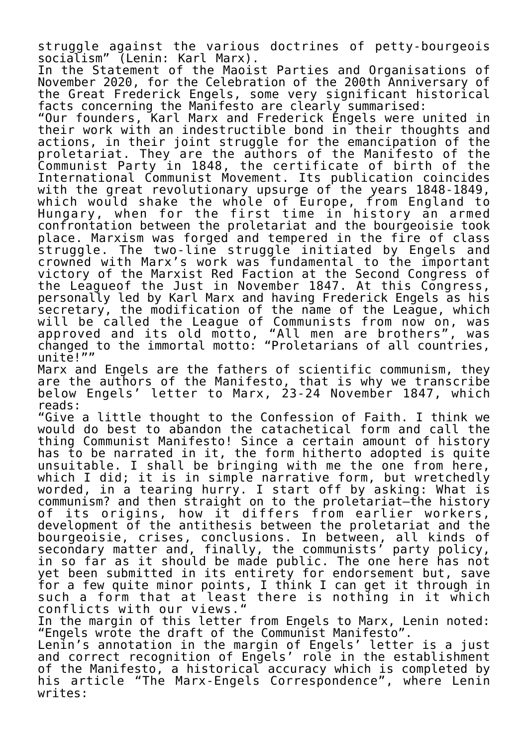struggle against the various doctrines of petty-bourgeois socialism" (Lenin: Karl Marx).

In the Statement of the Maoist Parties and Organisations of November 2020, for the Celebration of the 200th Anniversary of the Great Frederick Engels, some very significant historical facts concerning the Manifesto are clearly summarised:

"Our founders, Karl Marx and Frederick Engels were united in their work with an indestructible bond in their thoughts and actions, in their joint struggle for the emancipation of the proletariat. They are the authors of the Manifesto of the Communist Party in 1848, the certificate of birth of the International Communist Movement. Its publication coincides with the great revolutionary upsurge of the years 1848-1849, which would shake the whole of Europe, from England to Hungary, when for the first time in history an armed confrontation between the proletariat and the bourgeoisie took place. Marxism was forged and tempered in the fire of class struggle. The two-line struggle initiated by Engels and crowned with Marx's work was fundamental to the important victory of the Marxist Red Faction at the Second Congress of the Leagueof the Just in November 1847. At this Congress, personally led by Karl Marx and having Frederick Engels as his secretary, the modification of the name of the League, which will be called the League of Communists from now on, was approved and its old motto, "All men are brothers", was changed to the immortal motto: "Proletarians of all countries, unite!""

Marx and Engels are the fathers of scientific communism, they are the authors of the Manifesto, that is why we transcribe below Engels' letter to Marx, 23-24 November 1847, which reads:

"Give a little thought to the Confession of Faith. I think we would do best to abandon the catachetical form and call the thing Communist Manifesto! Since a certain amount of history has to be narrated in it, the form hitherto adopted is quite unsuitable. I shall be bringing with me the one from here, which I did; it is in simple narrative form, but wretchedly worded, in a tearing hurry. I start off by asking: What is communism? and then straight on to the proletariat—the history of its origins, how it differs from earlier workers, development of the antithesis between the proletariat and the bourgeoisie, crises, conclusions. In between, all kinds of secondary matter and, finally, the communists' party policy, in so far as it should be made public. The one here has not yet been submitted in its entirety for endorsement but, save for a few quite minor points, I think I can get it through in such a form that at least there is nothing in it which conflicts with our views."

In the margin of this letter from Engels to Marx, Lenin noted: "Engels wrote the draft of the Communist Manifesto".

Lenin's annotation in the margin of Engels' letter is a just and correct recognition of Engels' role in the establishment of the Manifesto, a historical accuracy which is completed by his article "The Marx-Engels Correspondence", where Lenin writes: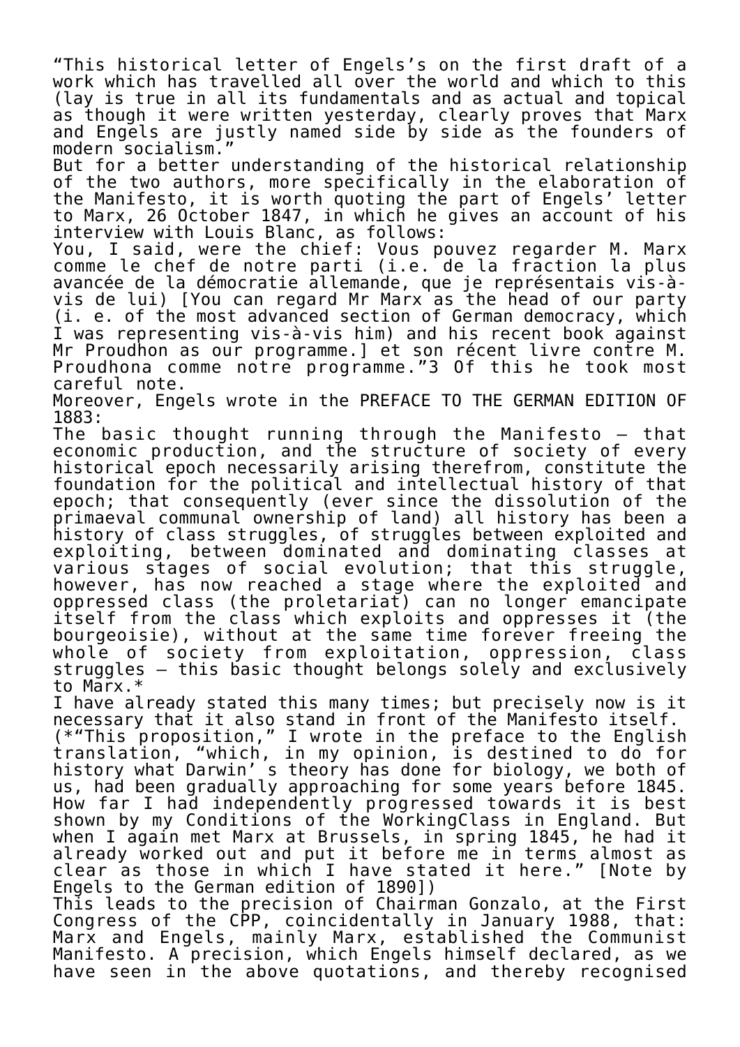"This historical letter of Engels's on the first draft of a work which has travelled all over the world and which to this (lay is true in all its fundamentals and as actual and topical as though it were written yesterday, clearly proves that Marx and Engels are justly named side by side as the founders of modern socialism."

But for a better understanding of the historical relationship of the two authors, more specifically in the elaboration of the Manifesto, it is worth quoting the part of Engels' letter to Marx, 26 October 1847, in which he gives an account of his interview with Louis Blanc, as follows:

You, I said, were the chief: Vous pouvez regarder M. Marx comme le chef de notre parti (i.e. de la fraction la plus avancée de la démocratie allemande, que je représentais vis-à-vis de lui) [You can regard Mr Marx as the head of our party (i. e. of the most advanced section of German democracy, which I was representing vis-à-vis him) and his recent book against Mr Proudhon as our programme.] et son récent livre contre M. Proudhona comme notre programme."3 Of this he took most careful note.

Moreover, Engels wrote in the PREFACE TO THE GERMAN EDITION OF 1883:

The basic thought running through the Manifesto — that economic production, and the structure of society of every historical epoch necessarily arising therefrom, constitute the foundation for the political and intellectual history of that epoch; that consequently (ever since the dissolution of the primaeval communal ownership of land) all history has been a history of class struggles, of struggles between exploited and exploiting, between dominated and dominating classes at various stages of social evolution; that this struggle, however, has now reached a stage where the exploited and oppressed class (the proletariat) can no longer emancipate itself from the class which exploits and oppresses it (the bourgeoisie), without at the same time forever freeing the whole of society from exploitation, oppression, class struggles — this basic thought belongs solely and exclusively to Marx.*

I have already stated this many times; but precisely now is it necessary that it also stand in front of the Manifesto itself.

(*"This proposition," I wrote in the preface to the English translation, "which, in my opinion, is destined to do for history what Darwin' s theory has done for biology, we both of us, had been gradually approaching for some years before 1845. How far I had independently progressed towards it is best shown by my Conditions of the WorkingClass in England. But when I again met Marx at Brussels, in spring 1845, he had it already worked out and put it before me in terms almost as clear as those in which I have stated it here." [Note by Engels to the German edition of 1890])

This leads to the precision of Chairman Gonzalo, at the First Congress of the CPP, coincidentally in January 1988, that: Marx and Engels, mainly Marx, established the Communist Manifesto. A precision, which Engels himself declared, as we have seen in the above quotations, and thereby recognised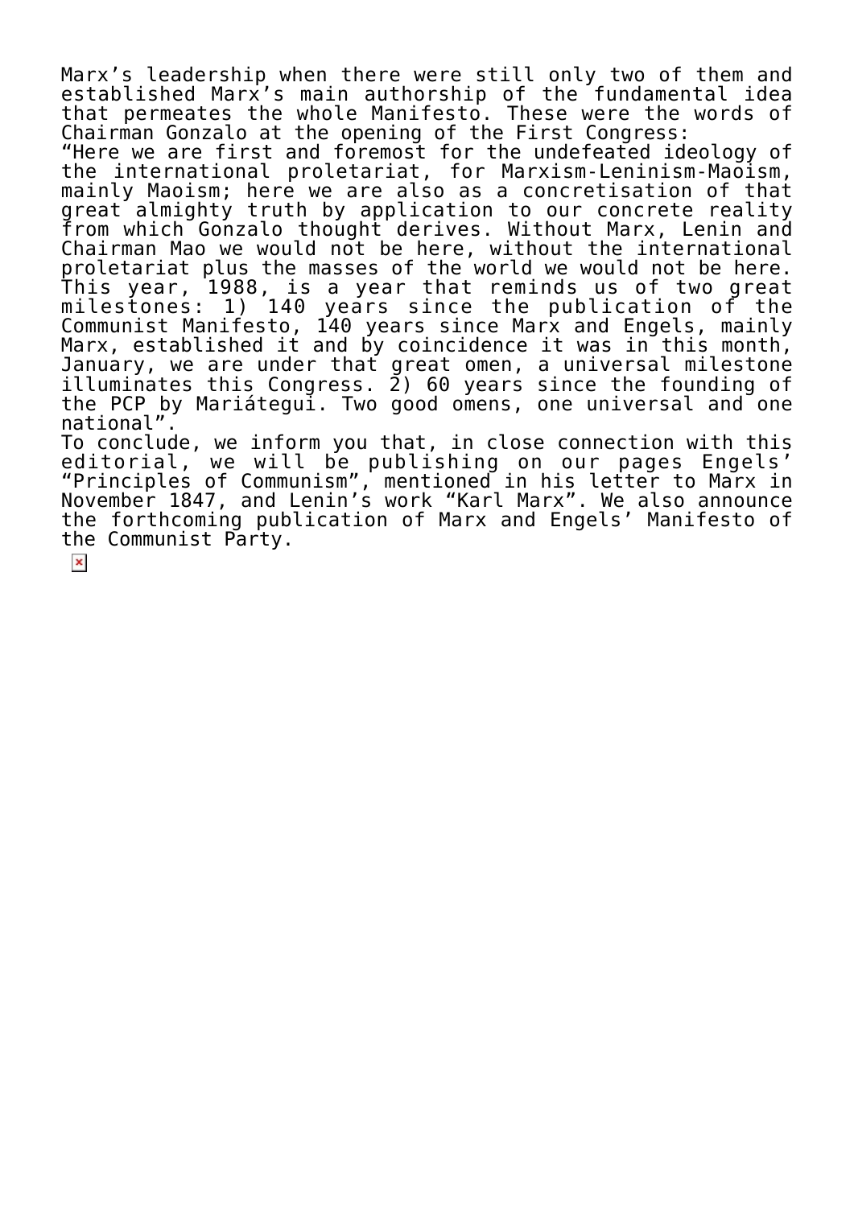Marx's leadership when there were still only two of them and established Marx's main authorship of the fundamental idea that permeates the whole Manifesto. These were the words of Chairman Gonzalo at the opening of the First Congress:

"Here we are first and foremost for the undefeated ideology of the international proletariat, for Marxism-Leninism-Maoism, mainly Maoism; here we are also as a concretisation of that great almighty truth by application to our concrete reality from which Gonzalo thought derives. Without Marx, Lenin and Chairman Mao we would not be here, without the international proletariat plus the masses of the world we would not be here. This year, 1988, is a year that reminds us of two great milestones: 1) 140 years since the publication of the Communist Manifesto, 140 years since Marx and Engels, mainly Marx, established it and by coincidence it was in this month, January, we are under that great omen, a universal milestone illuminates this Congress. 2) 60 years since the founding of the PCP by Mariátegui. Two good omens, one universal and one national".

To conclude, we inform you that, in close connection with this editorial, we will be publishing on our pages Engels' "Principles of Communism", mentioned in his letter to Marx in November 1847, and Lenin's work "Karl Marx". We also announce the forthcoming publication of Marx and Engels' Manifesto of the Communist Party.